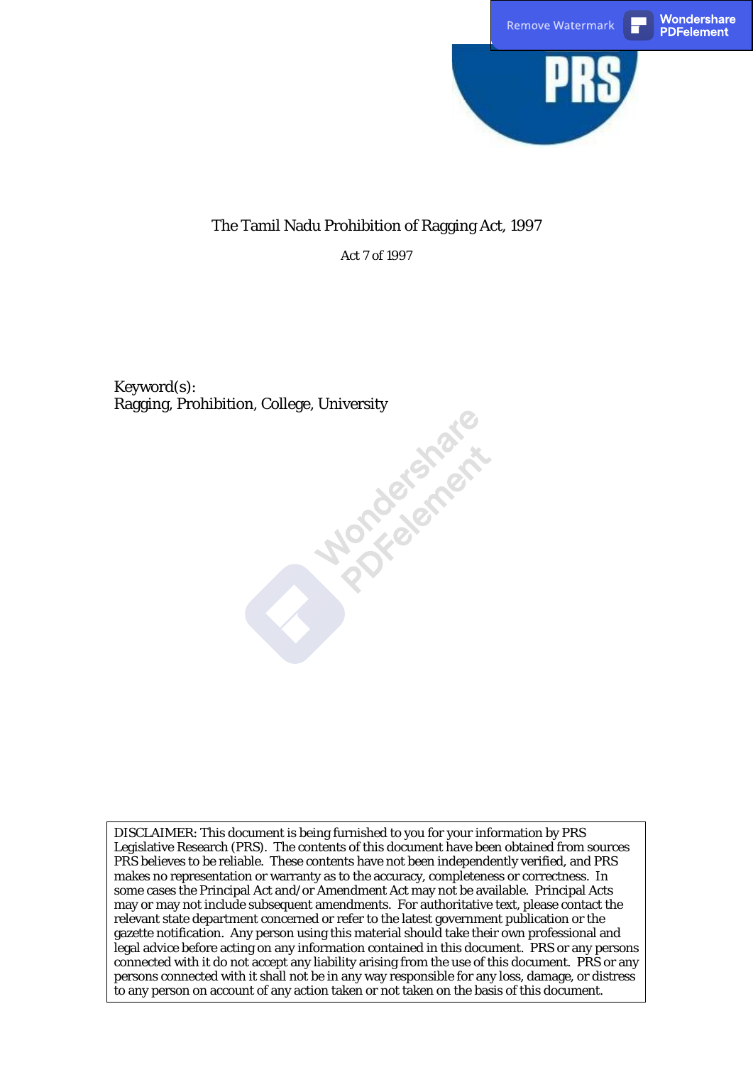# The Tamil Nadu Prohibition of Ragging Act, 1997

Act 7 of 1997

Keyword(s):
Ragging, Prohibition, College, University

DISCLAIMER: This document is being furnished to you for your information by PRS Legislative Research (PRS). The contents of this document have been obtained from sources PRS believes to be reliable. These contents have not been independently verified, and PRS makes no representation or warranty as to the accuracy, completeness or correctness. In some cases the Principal Act and/or Amendment Act may not be available. Principal Acts may or may not include subsequent amendments. For authoritative text, please contact the relevant state department concerned or refer to the latest government publication or the gazette notification. Any person using this material should take their own professional and legal advice before acting on any information contained in this document. PRS or any persons connected with it do not accept any liability arising from the use of this document. PRS or any persons connected with it shall not be in any way responsible for any loss, damage, or distress to any person on account of any action taken or not taken on the basis of this document.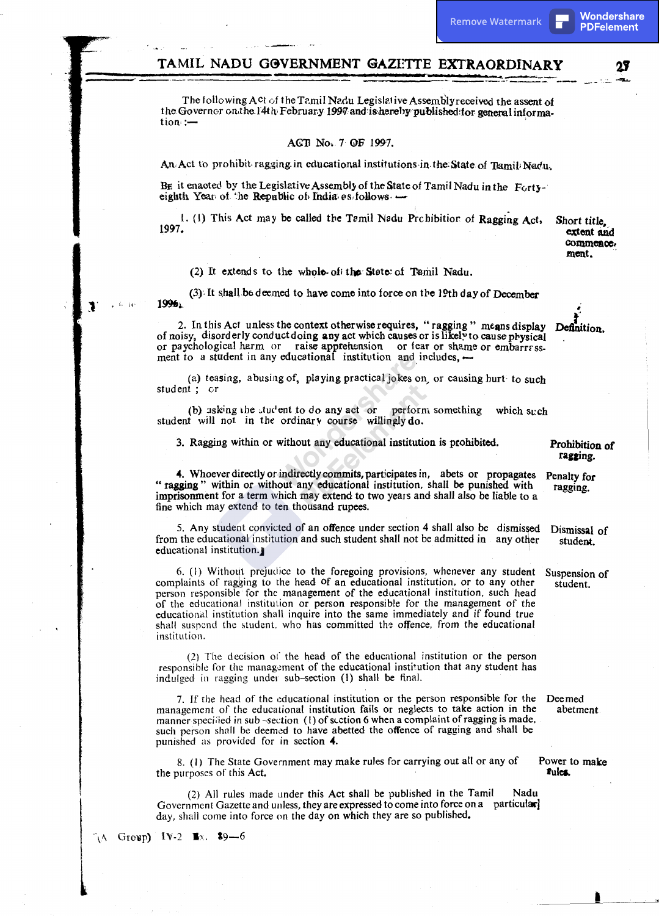The following Act of the Tamil Nadu Legislative Assembly received the assent of the Governor on the 14th February 1997 and is hereby published for general information :—

## ACT No. 7 OF 1997.

An Act to prohibit ragging in educational institutions in the State of Tamil Nadu.

Be it enacted by the Legislative Assembly of the State of Tamil Nadu in the Forty-eighth Year of the Republic of India as follows :—

**Short title, extent and commencement.**

1. (1) This Act may be called the Tamil Nadu Prohibition of Ragging Act, 1997.

(2) It extends to the whole of the State of Tamil Nadu.

(3) It shall be deemed to have come into force on the 19th day of December 1996.

**Definition.**

2. In this Act unless the context otherwise requires, "ragging" means display of noisy, disorderly conduct doing any act which causes or is likely to cause physical or psychological harm or raise apprehension or fear or shame or embarrassment to a student in any educational institution and includes,—

(a) teasing, abusing of, playing practical jokes on, or causing hurt to such student ; or

(b) asking the student to do any act or perform something which such student will not in the ordinary course willingly do.

**Prohibition of ragging.**

3. Ragging within or without any educational institution is prohibited.

**Penalty for ragging.**

4. Whoever directly or indirectly commits, participates in, abets or propagates "ragging" within or without any educational institution, shall be punished with imprisonment for a term which may extend to two years and shall also be liable to a fine which may extend to ten thousand rupees.

**Dismissal of student.**

5. Any student convicted of an offence under section 4 shall also be dismissed from the educational institution and such student shall not be admitted in any other educational institution.

**Suspension of student.**

6. (1) Without prejudice to the foregoing provisions, whenever any student complaints of ragging to the head of an educational institution, or to any other person responsible for the management of the educational institution, such head of the educational institution or person responsible for the management of the educational institution shall inquire into the same immediately and if found true shall suspend the student, who has committed the offence, from the educational institution.

(2) The decision of the head of the educational institution or the person responsible for the management of the educational institution that any student has indulged in ragging under sub-section (1) shall be final.

**Deemed abetment**

7. If the head of the educational institution or the person responsible for the management of the educational institution fails or neglects to take action in the manner specified in sub-section (1) of section 6 when a complaint of ragging is made, such person shall be deemed to have abetted the offence of ragging and shall be punished as provided for in section 4.

**Power to make rules.**

8. (1) The State Government may make rules for carrying out all or any of the purposes of this Act.

(2) All rules made under this Act shall be published in the Tamil Nadu Government Gazette and unless, they are expressed to come into force on a particular day, shall come into force on the day on which they are so published.

(A Group) IV-2 Ex. 39—6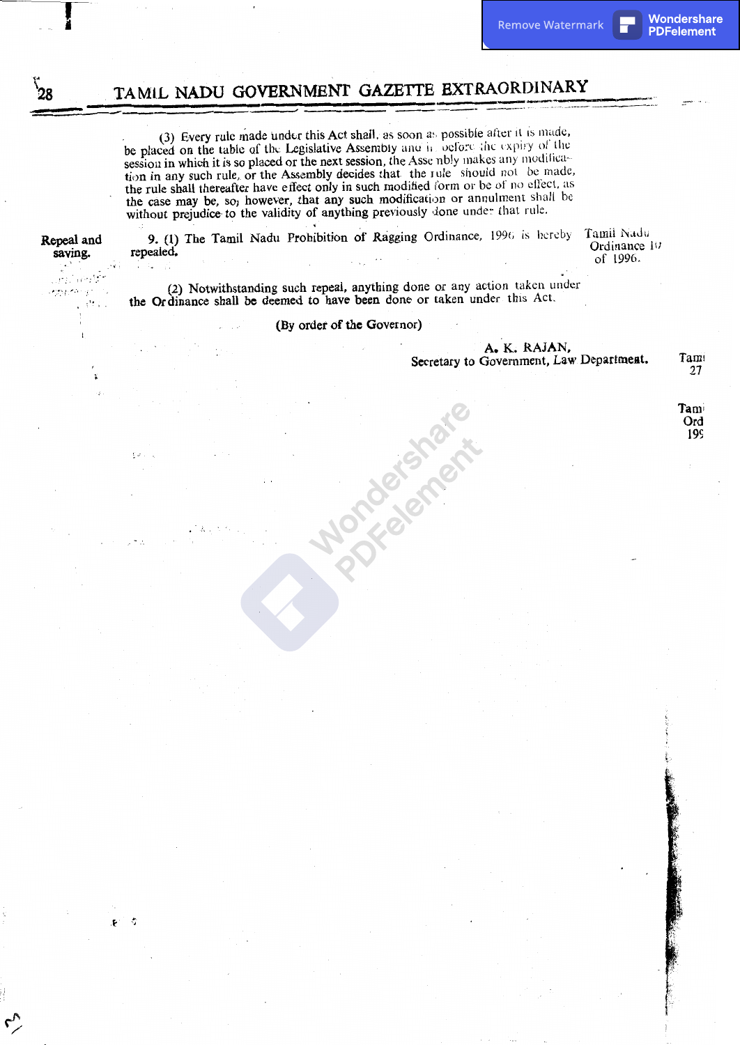(3) Every rule made under this Act shall, as soon as possible after it is made, be placed on the table of the Legislative Assembly and if, before the expiry of the session in which it is so placed or the next session, the Assembly makes any modification in any such rule, or the Assembly decides that the rule should not be made, the rule shall thereafter have effect only in such modified form or be of no effect, as the case may be, so, however, that any such modification or annulment shall be without prejudice to the validity of anything previously done under that rule.

**Repeal and saving.**

9. (1) The Tamil Nadu Prohibition of Ragging Ordinance, 1996 is hereby repealed.

Tamil Nadu Ordinance 1/ of 1996.

(2) Notwithstanding such repeal, anything done or any action taken under the Ordinance shall be deemed to have been done or taken under this Act.

(By order of the Governor)

A. K. RAJAN,
Secretary to Government, Law Department.